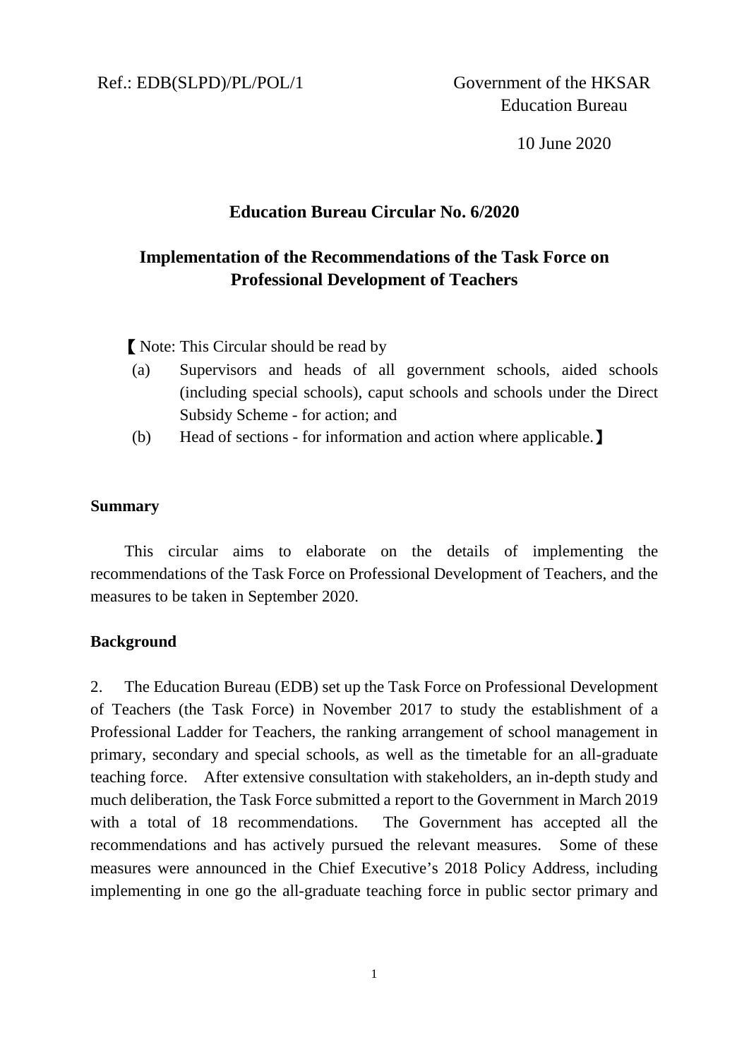Ref.: EDB(SLPD)/PL/POL/1

Government of the HKSAR
Education Bureau

10 June 2020

## Education Bureau Circular No. 6/2020

## Implementation of the Recommendations of the Task Force on Professional Development of Teachers

【Note: This Circular should be read by

(a) Supervisors and heads of all government schools, aided schools (including special schools), caput schools and schools under the Direct Subsidy Scheme - for action; and

(b) Head of sections - for information and action where applicable.】

### Summary

This circular aims to elaborate on the details of implementing the recommendations of the Task Force on Professional Development of Teachers, and the measures to be taken in September 2020.

### Background

2. The Education Bureau (EDB) set up the Task Force on Professional Development of Teachers (the Task Force) in November 2017 to study the establishment of a Professional Ladder for Teachers, the ranking arrangement of school management in primary, secondary and special schools, as well as the timetable for an all-graduate teaching force. After extensive consultation with stakeholders, an in-depth study and much deliberation, the Task Force submitted a report to the Government in March 2019 with a total of 18 recommendations. The Government has accepted all the recommendations and has actively pursued the relevant measures. Some of these measures were announced in the Chief Executive's 2018 Policy Address, including implementing in one go the all-graduate teaching force in public sector primary and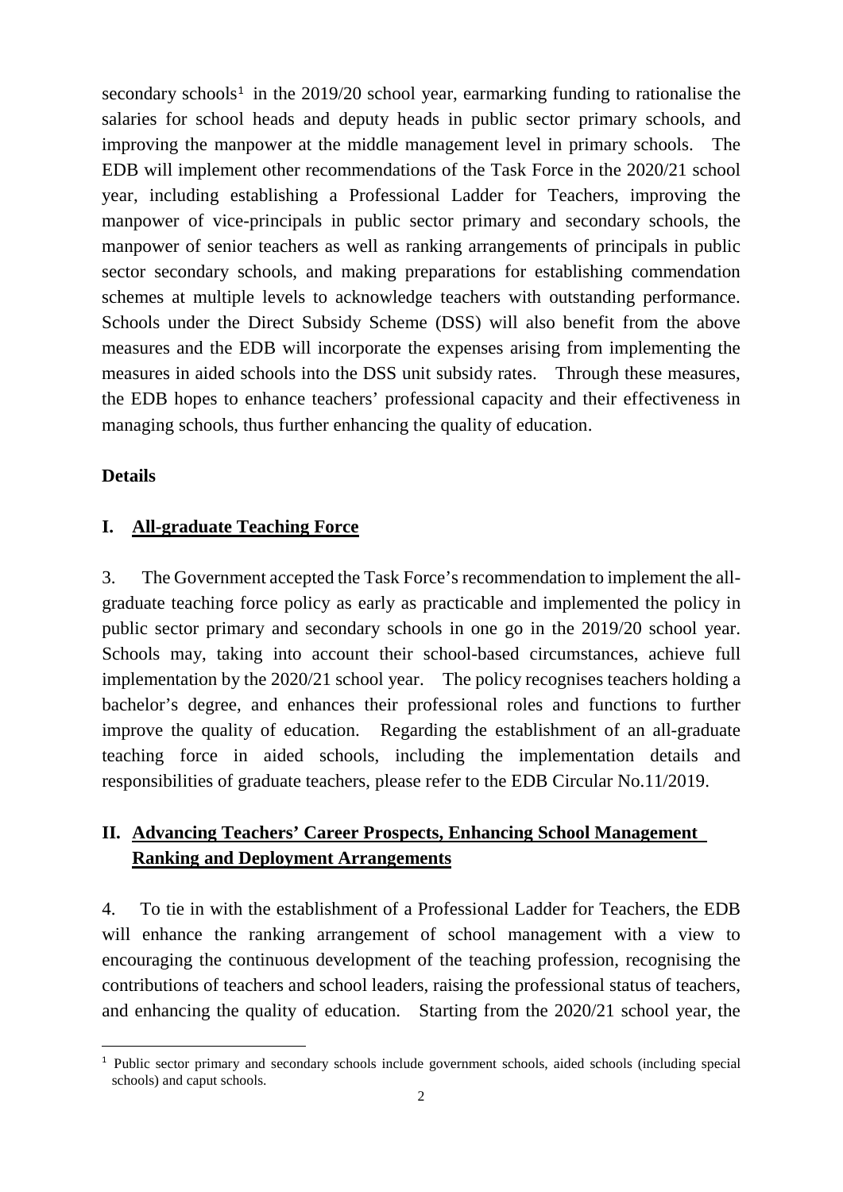secondary schools[1] in the 2019/20 school year, earmarking funding to rationalise the salaries for school heads and deputy heads in public sector primary schools, and improving the manpower at the middle management level in primary schools. The EDB will implement other recommendations of the Task Force in the 2020/21 school year, including establishing a Professional Ladder for Teachers, improving the manpower of vice-principals in public sector primary and secondary schools, the manpower of senior teachers as well as ranking arrangements of principals in public sector secondary schools, and making preparations for establishing commendation schemes at multiple levels to acknowledge teachers with outstanding performance. Schools under the Direct Subsidy Scheme (DSS) will also benefit from the above measures and the EDB will incorporate the expenses arising from implementing the measures in aided schools into the DSS unit subsidy rates. Through these measures, the EDB hopes to enhance teachers' professional capacity and their effectiveness in managing schools, thus further enhancing the quality of education.

## Details

### I. All-graduate Teaching Force

3. The Government accepted the Task Force's recommendation to implement the all-graduate teaching force policy as early as practicable and implemented the policy in public sector primary and secondary schools in one go in the 2019/20 school year. Schools may, taking into account their school-based circumstances, achieve full implementation by the 2020/21 school year. The policy recognises teachers holding a bachelor's degree, and enhances their professional roles and functions to further improve the quality of education. Regarding the establishment of an all-graduate teaching force in aided schools, including the implementation details and responsibilities of graduate teachers, please refer to the EDB Circular No.11/2019.

### II. Advancing Teachers' Career Prospects, Enhancing School Management Ranking and Deployment Arrangements

4. To tie in with the establishment of a Professional Ladder for Teachers, the EDB will enhance the ranking arrangement of school management with a view to encouraging the continuous development of the teaching profession, recognising the contributions of teachers and school leaders, raising the professional status of teachers, and enhancing the quality of education. Starting from the 2020/21 school year, the

[1] Public sector primary and secondary schools include government schools, aided schools (including special schools) and caput schools.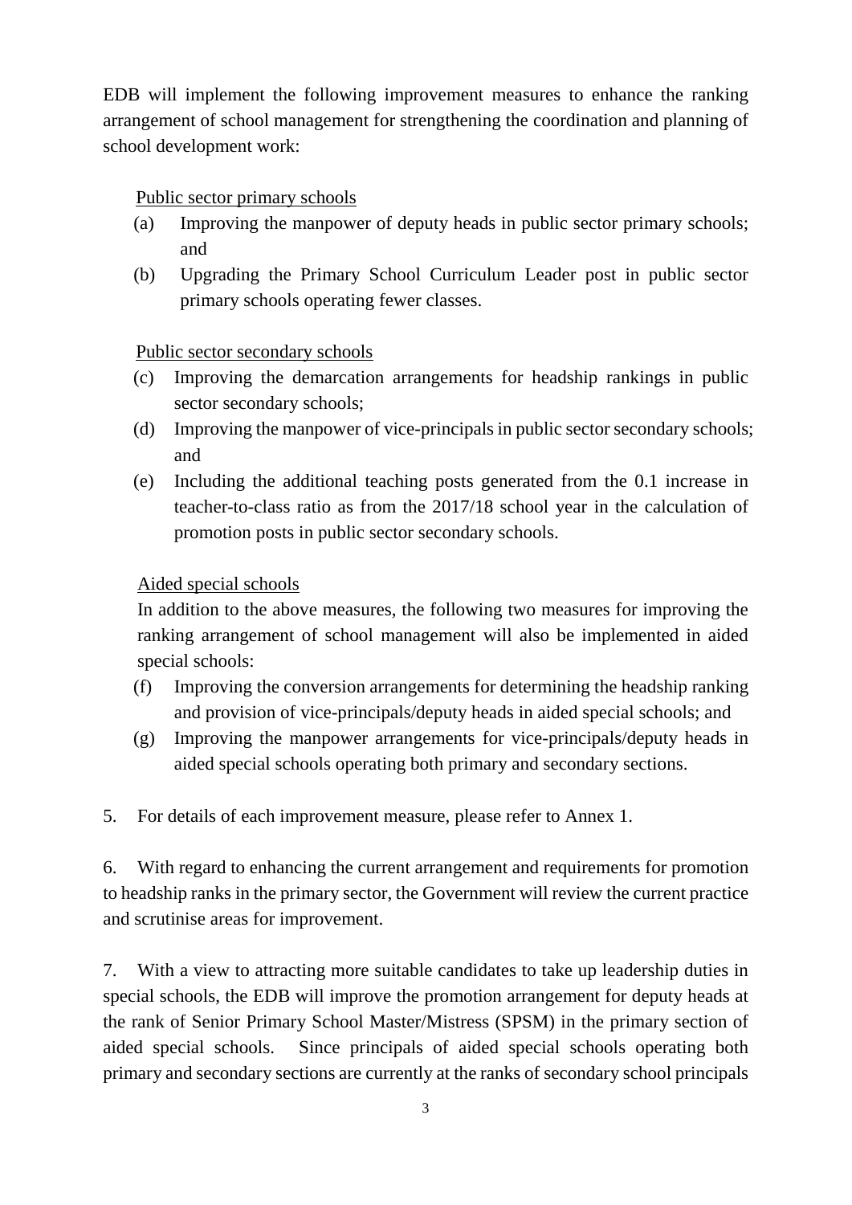EDB will implement the following improvement measures to enhance the ranking arrangement of school management for strengthening the coordination and planning of school development work:

Public sector primary schools

(a) Improving the manpower of deputy heads in public sector primary schools; and

(b) Upgrading the Primary School Curriculum Leader post in public sector primary schools operating fewer classes.

Public sector secondary schools

(c) Improving the demarcation arrangements for headship rankings in public sector secondary schools;

(d) Improving the manpower of vice-principals in public sector secondary schools; and

(e) Including the additional teaching posts generated from the 0.1 increase in teacher-to-class ratio as from the 2017/18 school year in the calculation of promotion posts in public sector secondary schools.

Aided special schools

In addition to the above measures, the following two measures for improving the ranking arrangement of school management will also be implemented in aided special schools:

(f) Improving the conversion arrangements for determining the headship ranking and provision of vice-principals/deputy heads in aided special schools; and

(g) Improving the manpower arrangements for vice-principals/deputy heads in aided special schools operating both primary and secondary sections.

5. For details of each improvement measure, please refer to Annex 1.

6. With regard to enhancing the current arrangement and requirements for promotion to headship ranks in the primary sector, the Government will review the current practice and scrutinise areas for improvement.

7. With a view to attracting more suitable candidates to take up leadership duties in special schools, the EDB will improve the promotion arrangement for deputy heads at the rank of Senior Primary School Master/Mistress (SPSM) in the primary section of aided special schools. Since principals of aided special schools operating both primary and secondary sections are currently at the ranks of secondary school principals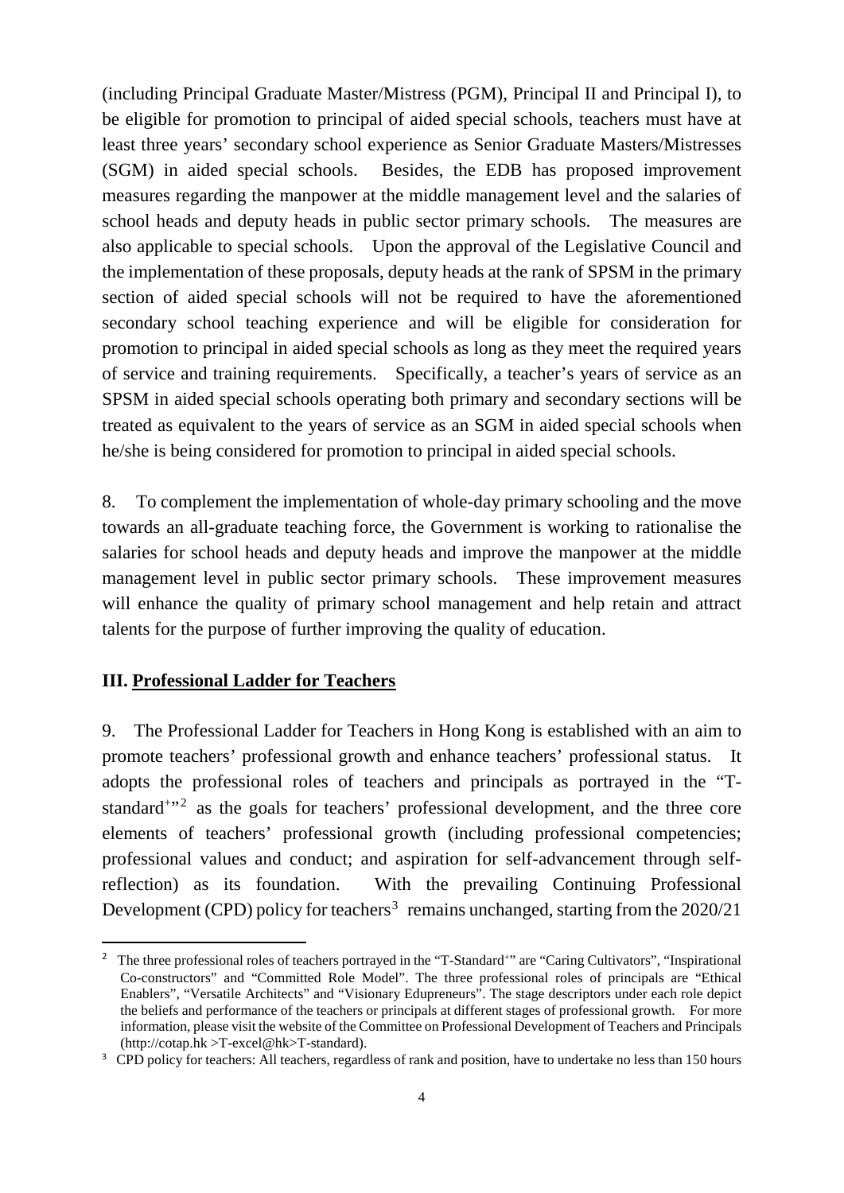(including Principal Graduate Master/Mistress (PGM), Principal II and Principal I), to be eligible for promotion to principal of aided special schools, teachers must have at least three years' secondary school experience as Senior Graduate Masters/Mistresses (SGM) in aided special schools. Besides, the EDB has proposed improvement measures regarding the manpower at the middle management level and the salaries of school heads and deputy heads in public sector primary schools. The measures are also applicable to special schools. Upon the approval of the Legislative Council and the implementation of these proposals, deputy heads at the rank of SPSM in the primary section of aided special schools will not be required to have the aforementioned secondary school teaching experience and will be eligible for consideration for promotion to principal in aided special schools as long as they meet the required years of service and training requirements. Specifically, a teacher's years of service as an SPSM in aided special schools operating both primary and secondary sections will be treated as equivalent to the years of service as an SGM in aided special schools when he/she is being considered for promotion to principal in aided special schools.

8. To complement the implementation of whole-day primary schooling and the move towards an all-graduate teaching force, the Government is working to rationalise the salaries for school heads and deputy heads and improve the manpower at the middle management level in public sector primary schools. These improvement measures will enhance the quality of primary school management and help retain and attract talents for the purpose of further improving the quality of education.

## III. Professional Ladder for Teachers

9. The Professional Ladder for Teachers in Hong Kong is established with an aim to promote teachers' professional growth and enhance teachers' professional status. It adopts the professional roles of teachers and principals as portrayed in the "T-standard+"[2] as the goals for teachers' professional development, and the three core elements of teachers' professional growth (including professional competencies; professional values and conduct; and aspiration for self-advancement through self-reflection) as its foundation. With the prevailing Continuing Professional Development (CPD) policy for teachers[3] remains unchanged, starting from the 2020/21

---

[2] The three professional roles of teachers portrayed in the "T-Standard+" are "Caring Cultivators", "Inspirational Co-constructors" and "Committed Role Model". The three professional roles of principals are "Ethical Enablers", "Versatile Architects" and "Visionary Edupreneurs". The stage descriptors under each role depict the beliefs and performance of the teachers or principals at different stages of professional growth. For more information, please visit the website of the Committee on Professional Development of Teachers and Principals (http://cotap.hk >T-excel@hk>T-standard).

[3] CPD policy for teachers: All teachers, regardless of rank and position, have to undertake no less than 150 hours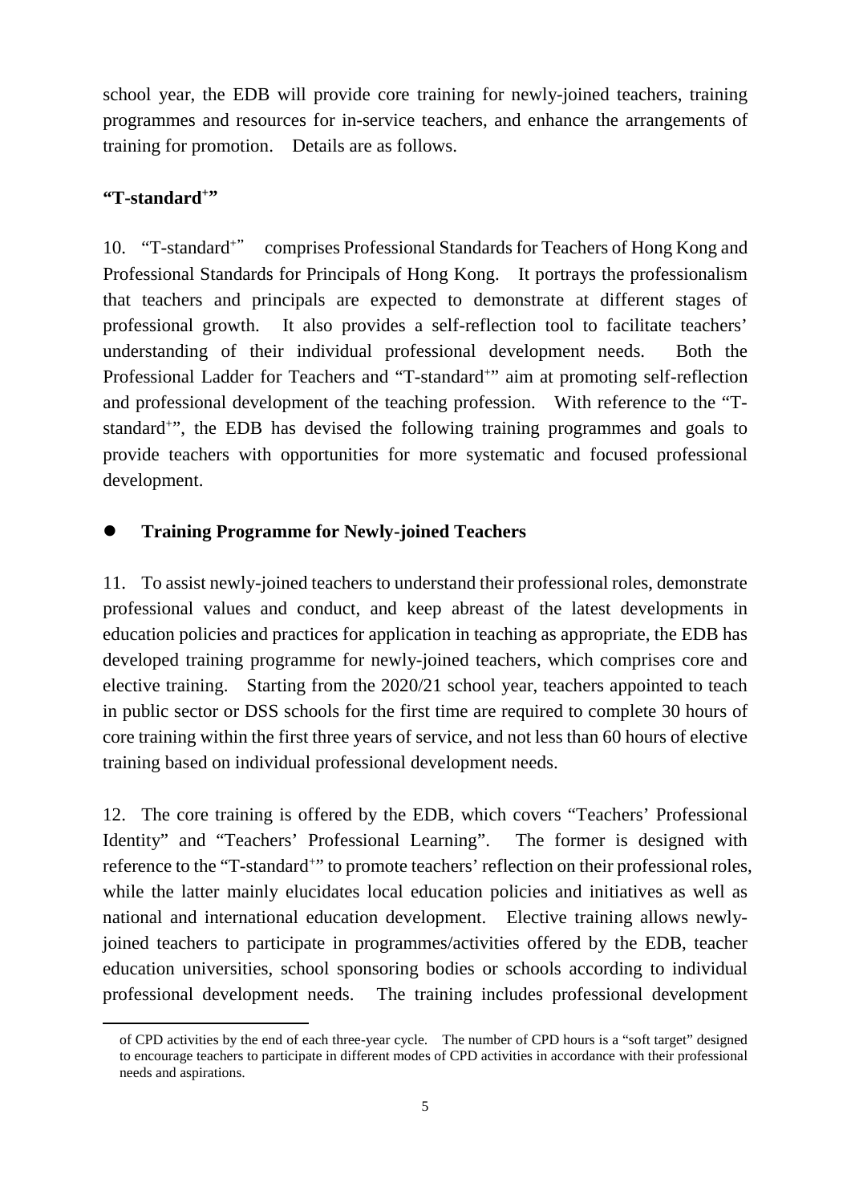school year, the EDB will provide core training for newly-joined teachers, training programmes and resources for in-service teachers, and enhance the arrangements of training for promotion. Details are as follows.

**"T-standard$^{+}$"**

10. "T-standard$^{+}$" comprises Professional Standards for Teachers of Hong Kong and Professional Standards for Principals of Hong Kong. It portrays the professionalism that teachers and principals are expected to demonstrate at different stages of professional growth. It also provides a self-reflection tool to facilitate teachers' understanding of their individual professional development needs. Both the Professional Ladder for Teachers and "T-standard$^{+}$" aim at promoting self-reflection and professional development of the teaching profession. With reference to the "T-standard$^{+}$", the EDB has devised the following training programmes and goals to provide teachers with opportunities for more systematic and focused professional development.

- **Training Programme for Newly-joined Teachers**

11. To assist newly-joined teachers to understand their professional roles, demonstrate professional values and conduct, and keep abreast of the latest developments in education policies and practices for application in teaching as appropriate, the EDB has developed training programme for newly-joined teachers, which comprises core and elective training. Starting from the 2020/21 school year, teachers appointed to teach in public sector or DSS schools for the first time are required to complete 30 hours of core training within the first three years of service, and not less than 60 hours of elective training based on individual professional development needs.

12. The core training is offered by the EDB, which covers "Teachers' Professional Identity" and "Teachers' Professional Learning". The former is designed with reference to the "T-standard$^{+}$" to promote teachers' reflection on their professional roles, while the latter mainly elucidates local education policies and initiatives as well as national and international education development. Elective training allows newly-joined teachers to participate in programmes/activities offered by the EDB, teacher education universities, school sponsoring bodies or schools according to individual professional development needs. The training includes professional development

---

of CPD activities by the end of each three-year cycle. The number of CPD hours is a "soft target" designed to encourage teachers to participate in different modes of CPD activities in accordance with their professional needs and aspirations.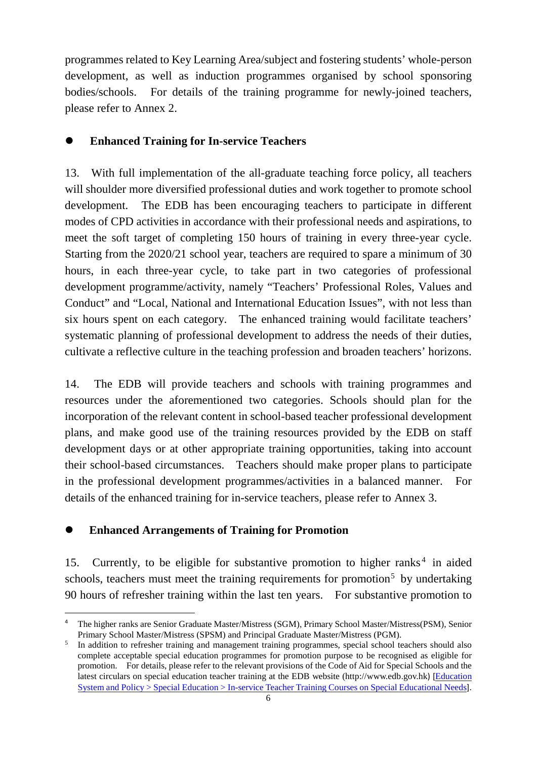programmes related to Key Learning Area/subject and fostering students' whole-person development, as well as induction programmes organised by school sponsoring bodies/schools. For details of the training programme for newly-joined teachers, please refer to Annex 2.

- **Enhanced Training for In-service Teachers**

13. With full implementation of the all-graduate teaching force policy, all teachers will shoulder more diversified professional duties and work together to promote school development. The EDB has been encouraging teachers to participate in different modes of CPD activities in accordance with their professional needs and aspirations, to meet the soft target of completing 150 hours of training in every three-year cycle. Starting from the 2020/21 school year, teachers are required to spare a minimum of 30 hours, in each three-year cycle, to take part in two categories of professional development programme/activity, namely "Teachers' Professional Roles, Values and Conduct" and "Local, National and International Education Issues", with not less than six hours spent on each category. The enhanced training would facilitate teachers' systematic planning of professional development to address the needs of their duties, cultivate a reflective culture in the teaching profession and broaden teachers' horizons.

14. The EDB will provide teachers and schools with training programmes and resources under the aforementioned two categories. Schools should plan for the incorporation of the relevant content in school-based teacher professional development plans, and make good use of the training resources provided by the EDB on staff development days or at other appropriate training opportunities, taking into account their school-based circumstances. Teachers should make proper plans to participate in the professional development programmes/activities in a balanced manner. For details of the enhanced training for in-service teachers, please refer to Annex 3.

- **Enhanced Arrangements of Training for Promotion**

15. Currently, to be eligible for substantive promotion to higher ranks[4] in aided schools, teachers must meet the training requirements for promotion[5] by undertaking 90 hours of refresher training within the last ten years. For substantive promotion to

---

[4] The higher ranks are Senior Graduate Master/Mistress (SGM), Primary School Master/Mistress(PSM), Senior Primary School Master/Mistress (SPSM) and Principal Graduate Master/Mistress (PGM).

[5] In addition to refresher training and management training programmes, special school teachers should also complete acceptable special education programmes for promotion purpose to be recognised as eligible for promotion. For details, please refer to the relevant provisions of the Code of Aid for Special Schools and the latest circulars on special education teacher training at the EDB website (http://www.edb.gov.hk) [Education System and Policy > Special Education > In-service Teacher Training Courses on Special Educational Needs].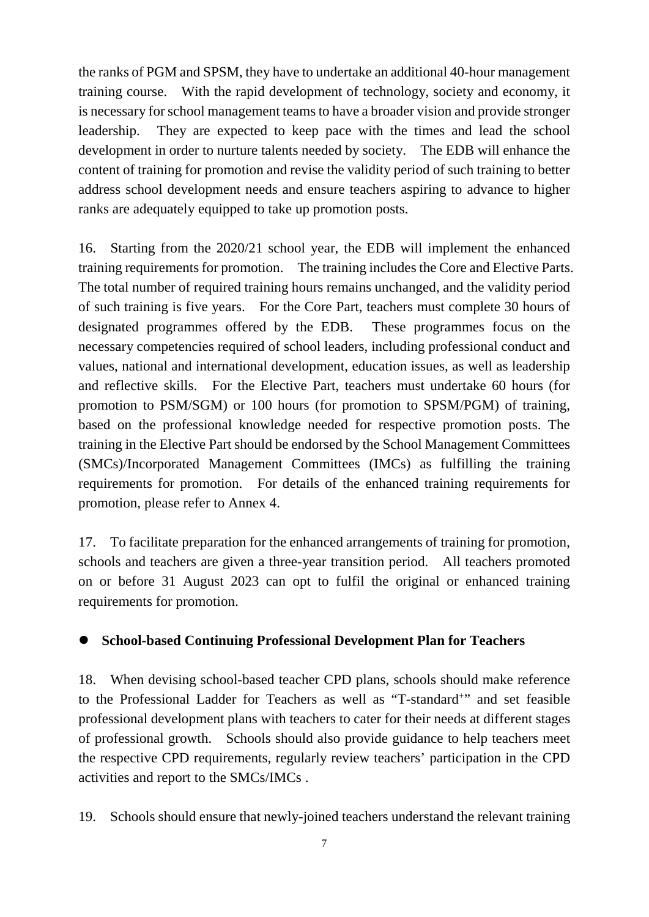the ranks of PGM and SPSM, they have to undertake an additional 40-hour management training course. With the rapid development of technology, society and economy, it is necessary for school management teams to have a broader vision and provide stronger leadership. They are expected to keep pace with the times and lead the school development in order to nurture talents needed by society. The EDB will enhance the content of training for promotion and revise the validity period of such training to better address school development needs and ensure teachers aspiring to advance to higher ranks are adequately equipped to take up promotion posts.

16. Starting from the 2020/21 school year, the EDB will implement the enhanced training requirements for promotion. The training includes the Core and Elective Parts. The total number of required training hours remains unchanged, and the validity period of such training is five years. For the Core Part, teachers must complete 30 hours of designated programmes offered by the EDB. These programmes focus on the necessary competencies required of school leaders, including professional conduct and values, national and international development, education issues, as well as leadership and reflective skills. For the Elective Part, teachers must undertake 60 hours (for promotion to PSM/SGM) or 100 hours (for promotion to SPSM/PGM) of training, based on the professional knowledge needed for respective promotion posts. The training in the Elective Part should be endorsed by the School Management Committees (SMCs)/Incorporated Management Committees (IMCs) as fulfilling the training requirements for promotion. For details of the enhanced training requirements for promotion, please refer to Annex 4.

17. To facilitate preparation for the enhanced arrangements of training for promotion, schools and teachers are given a three-year transition period. All teachers promoted on or before 31 August 2023 can opt to fulfil the original or enhanced training requirements for promotion.

- **School-based Continuing Professional Development Plan for Teachers**

18. When devising school-based teacher CPD plans, schools should make reference to the Professional Ladder for Teachers as well as "T-standard+" and set feasible professional development plans with teachers to cater for their needs at different stages of professional growth. Schools should also provide guidance to help teachers meet the respective CPD requirements, regularly review teachers' participation in the CPD activities and report to the SMCs/IMCs .

19. Schools should ensure that newly-joined teachers understand the relevant training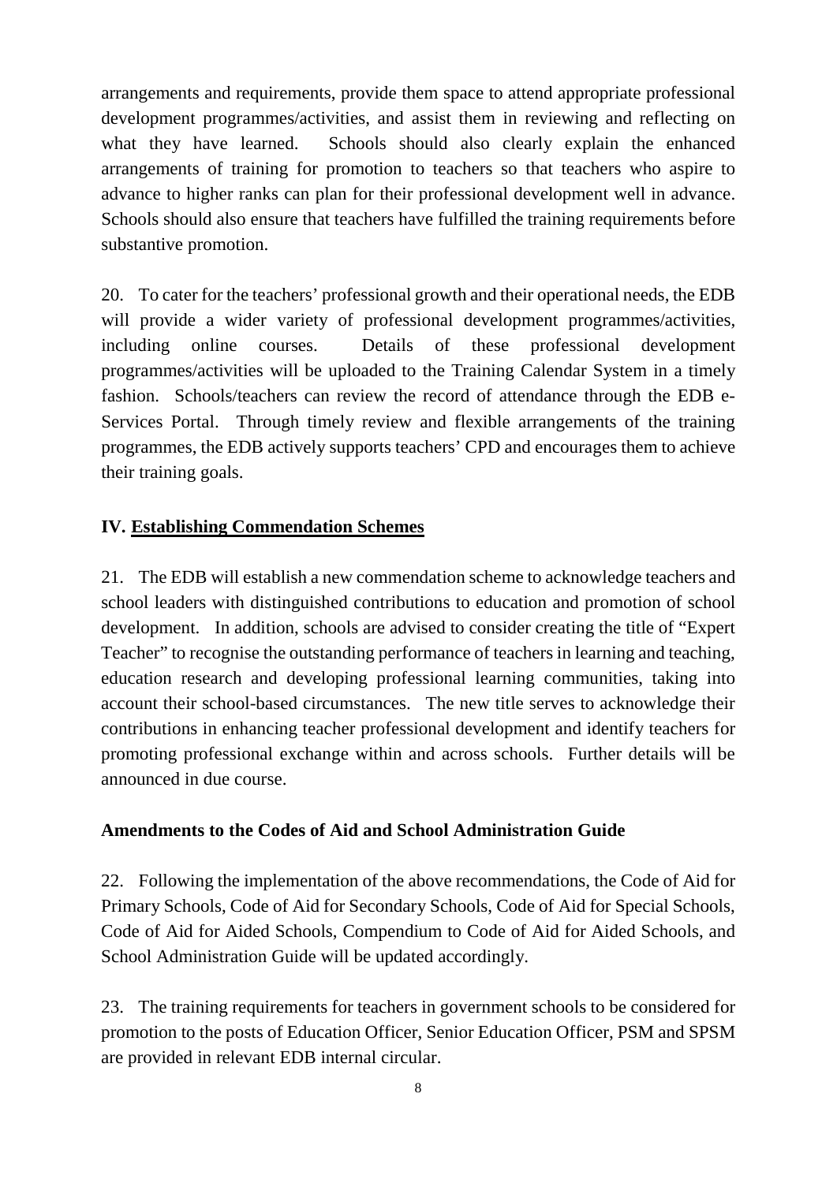arrangements and requirements, provide them space to attend appropriate professional development programmes/activities, and assist them in reviewing and reflecting on what they have learned. Schools should also clearly explain the enhanced arrangements of training for promotion to teachers so that teachers who aspire to advance to higher ranks can plan for their professional development well in advance. Schools should also ensure that teachers have fulfilled the training requirements before substantive promotion.

20. To cater for the teachers' professional growth and their operational needs, the EDB will provide a wider variety of professional development programmes/activities, including online courses. Details of these professional development programmes/activities will be uploaded to the Training Calendar System in a timely fashion. Schools/teachers can review the record of attendance through the EDB e-Services Portal. Through timely review and flexible arrangements of the training programmes, the EDB actively supports teachers' CPD and encourages them to achieve their training goals.

## IV. Establishing Commendation Schemes

21. The EDB will establish a new commendation scheme to acknowledge teachers and school leaders with distinguished contributions to education and promotion of school development. In addition, schools are advised to consider creating the title of "Expert Teacher" to recognise the outstanding performance of teachers in learning and teaching, education research and developing professional learning communities, taking into account their school-based circumstances. The new title serves to acknowledge their contributions in enhancing teacher professional development and identify teachers for promoting professional exchange within and across schools. Further details will be announced in due course.

## Amendments to the Codes of Aid and School Administration Guide

22. Following the implementation of the above recommendations, the Code of Aid for Primary Schools, Code of Aid for Secondary Schools, Code of Aid for Special Schools, Code of Aid for Aided Schools, Compendium to Code of Aid for Aided Schools, and School Administration Guide will be updated accordingly.

23. The training requirements for teachers in government schools to be considered for promotion to the posts of Education Officer, Senior Education Officer, PSM and SPSM are provided in relevant EDB internal circular.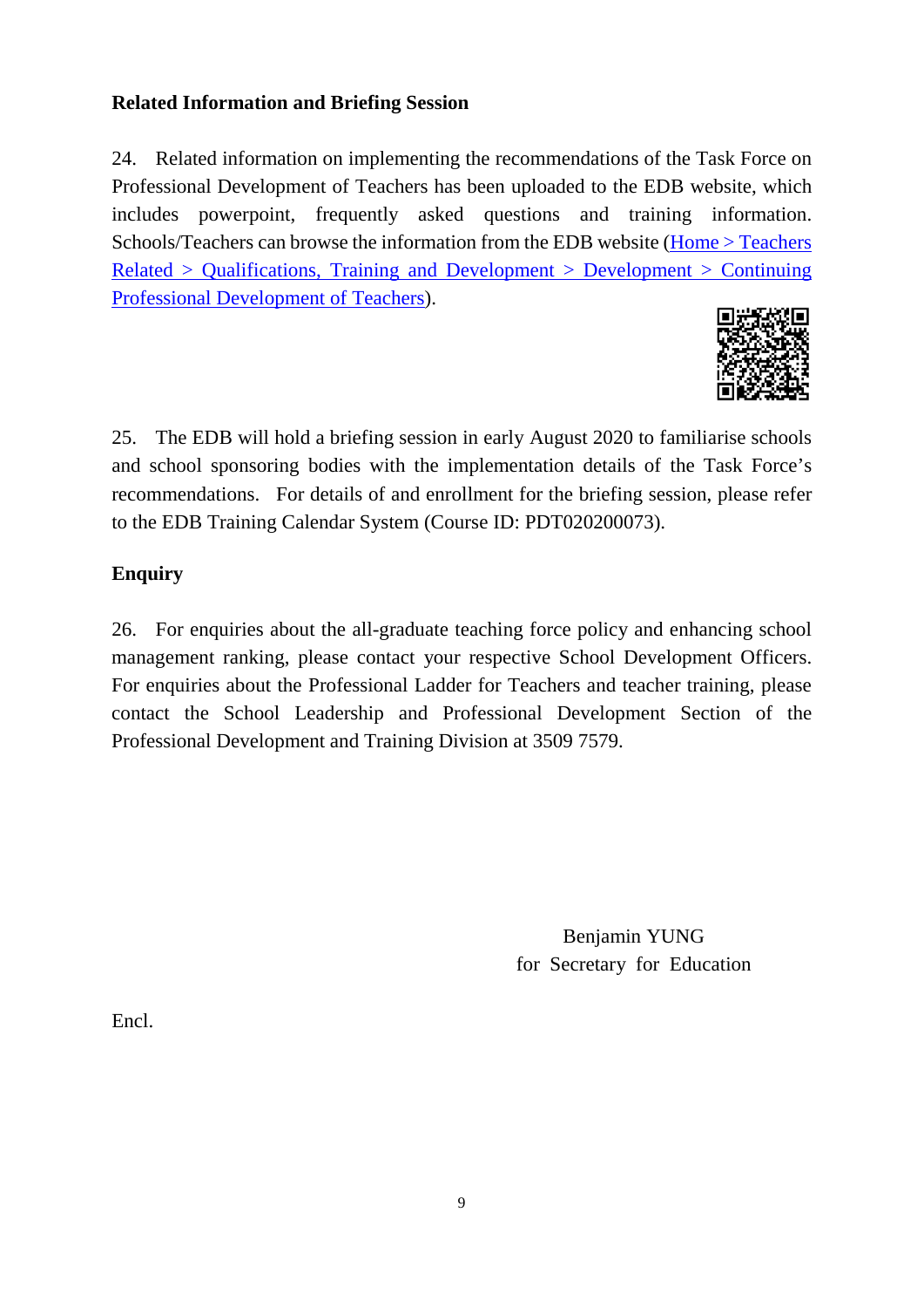**Related Information and Briefing Session**

24. Related information on implementing the recommendations of the Task Force on Professional Development of Teachers has been uploaded to the EDB website, which includes powerpoint, frequently asked questions and training information. Schools/Teachers can browse the information from the EDB website (Home > Teachers Related > Qualifications, Training and Development > Development > Continuing Professional Development of Teachers).

25. The EDB will hold a briefing session in early August 2020 to familiarise schools and school sponsoring bodies with the implementation details of the Task Force's recommendations. For details of and enrollment for the briefing session, please refer to the EDB Training Calendar System (Course ID: PDT020200073).

**Enquiry**

26. For enquiries about the all-graduate teaching force policy and enhancing school management ranking, please contact your respective School Development Officers. For enquiries about the Professional Ladder for Teachers and teacher training, please contact the School Leadership and Professional Development Section of the Professional Development and Training Division at 3509 7579.

Benjamin YUNG
for Secretary for Education

Encl.